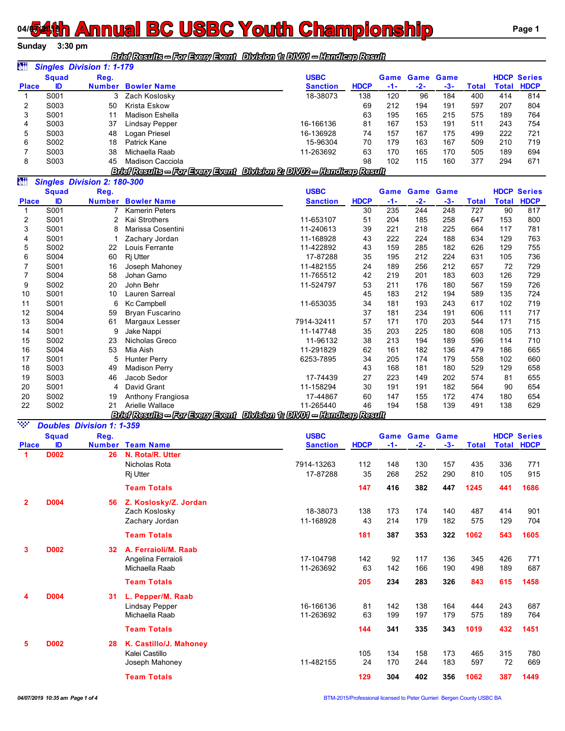# 54th Annual BC USBC Youth Championship

**Sunday 3:30 pm**

*Brief Results -- For Every Event Division 1: DIV01 -- Handicap Result*

## Singles Division 1: 1-179

| Place | Squad ID | Reg. Number | Bowler Name | USBC Sanction | HDCP | Game -1- | Game -2- | Game -3- | Total | HDCP Total | Series HDCP |
|---|---|---|---|---|---|---|---|---|---|---|---|
| 1 | S001 | 3 | Zach Koslosky | 18-38073 | 138 | 120 | 96 | 184 | 400 | 414 | 814 |
| 2 | S003 | 50 | Krista Eskow | | 69 | 212 | 194 | 191 | 597 | 207 | 804 |
| 3 | S001 | 11 | Madison Eshella | | 63 | 195 | 165 | 215 | 575 | 189 | 764 |
| 4 | S003 | 37 | Lindsay Pepper | 16-166136 | 81 | 167 | 153 | 191 | 511 | 243 | 754 |
| 5 | S003 | 48 | Logan Priesel | 16-136928 | 74 | 157 | 167 | 175 | 499 | 222 | 721 |
| 6 | S002 | 18 | Patrick Kane | 15-96304 | 70 | 179 | 163 | 167 | 509 | 210 | 719 |
| 7 | S003 | 38 | Michaella Raab | 11-263692 | 63 | 170 | 165 | 170 | 505 | 189 | 694 |
| 8 | S003 | 45 | Madison Cacciola | | 98 | 102 | 115 | 160 | 377 | 294 | 671 |

*Brief Results -- For Every Event Division 2: DIV02 -- Handicap Result*

## Singles Division 2: 180-300

| Place | Squad ID | Reg. Number | Bowler Name | USBC Sanction | HDCP | Game -1- | Game -2- | Game -3- | Total | HDCP Total | Series HDCP |
|---|---|---|---|---|---|---|---|---|---|---|---|
| 1 | S001 | 7 | Kamerin Peters | | 30 | 235 | 244 | 248 | 727 | 90 | 817 |
| 2 | S001 | 2 | Kai Strothers | 11-653107 | 51 | 204 | 185 | 258 | 647 | 153 | 800 |
| 3 | S001 | 8 | Marissa Cosentini | 11-240613 | 39 | 221 | 218 | 225 | 664 | 117 | 781 |
| 4 | S001 | 1 | Zachary Jordan | 11-168928 | 43 | 222 | 224 | 188 | 634 | 129 | 763 |
| 5 | S002 | 22 | Louis Ferrante | 11-422892 | 43 | 159 | 285 | 182 | 626 | 129 | 755 |
| 6 | S004 | 60 | Rj Utter | 17-87288 | 35 | 195 | 212 | 224 | 631 | 105 | 736 |
| 7 | S001 | 16 | Joseph Mahoney | 11-482155 | 24 | 189 | 256 | 212 | 657 | 72 | 729 |
| 7 | S004 | 58 | Johan Gamo | 11-765512 | 42 | 219 | 201 | 183 | 603 | 126 | 729 |
| 9 | S002 | 20 | John Behr | 11-524797 | 53 | 211 | 176 | 180 | 567 | 159 | 726 |
| 10 | S001 | 10 | Lauren Sarreal | | 45 | 183 | 212 | 194 | 589 | 135 | 724 |
| 11 | S001 | 6 | Kc Campbell | 11-653035 | 34 | 181 | 193 | 243 | 617 | 102 | 719 |
| 12 | S004 | 59 | Bryan Fuscarino | | 37 | 181 | 234 | 191 | 606 | 111 | 717 |
| 13 | S004 | 61 | Margaux Lesser | 7914-32411 | 57 | 171 | 170 | 203 | 544 | 171 | 715 |
| 14 | S001 | 9 | Jake Nappi | 11-147748 | 35 | 203 | 225 | 180 | 608 | 105 | 713 |
| 15 | S002 | 23 | Nicholas Greco | 11-96132 | 38 | 213 | 194 | 189 | 596 | 114 | 710 |
| 16 | S004 | 53 | Mia Aish | 11-291829 | 62 | 161 | 182 | 136 | 479 | 186 | 665 |
| 17 | S001 | 5 | Hunter Perry | 6253-7895 | 34 | 205 | 174 | 179 | 558 | 102 | 660 |
| 18 | S003 | 49 | Madison Perry | | 43 | 168 | 181 | 180 | 529 | 129 | 658 |
| 19 | S003 | 46 | Jacob Sedor | 17-74439 | 27 | 223 | 149 | 202 | 574 | 81 | 655 |
| 20 | S001 | 4 | David Grant | 11-158294 | 30 | 191 | 191 | 182 | 564 | 90 | 654 |
| 20 | S002 | 19 | Anthony Frangiosa | 17-44867 | 60 | 147 | 155 | 172 | 474 | 180 | 654 |
| 22 | S002 | 21 | Arielle Wallace | 11-265440 | 46 | 194 | 158 | 139 | 491 | 138 | 629 |

*Brief Results -- For Every Event Division 1: DIV01 -- Handicap Result*

## Doubles Division 1: 1-359

| Place | Squad ID | Reg. Number | Team Name | USBC Sanction | HDCP | Game -1- | Game -2- | Game -3- | Total | HDCP Total | Series HDCP |
|---|---|---|---|---|---|---|---|---|---|---|---|
| **1** | **D002** | **26** | **N. Rota/R. Utter** | | | | | | | | |
| | | | Nicholas Rota | 7914-13263 | 112 | 148 | 130 | 157 | 435 | 336 | 771 |
| | | | Rj Utter | 17-87288 | 35 | 268 | 252 | 290 | 810 | 105 | 915 |
| | | | **Team Totals** | | **147** | **416** | **382** | **447** | **1245** | **441** | **1686** |
| **2** | **D004** | **56** | **Z. Koslosky/Z. Jordan** | | | | | | | | |
| | | | Zach Koslosky | 18-38073 | 138 | 173 | 174 | 140 | 487 | 414 | 901 |
| | | | Zachary Jordan | 11-168928 | 43 | 214 | 179 | 182 | 575 | 129 | 704 |
| | | | **Team Totals** | | **181** | **387** | **353** | **322** | **1062** | **543** | **1605** |
| **3** | **D002** | **32** | **A. Ferraioli/M. Raab** | | | | | | | | |
| | | | Angelina Ferraioli | 17-104798 | 142 | 92 | 117 | 136 | 345 | 426 | 771 |
| | | | Michaella Raab | 11-263692 | 63 | 142 | 166 | 190 | 498 | 189 | 687 |
| | | | **Team Totals** | | **205** | **234** | **283** | **326** | **843** | **615** | **1458** |
| **4** | **D004** | **31** | **L. Pepper/M. Raab** | | | | | | | | |
| | | | Lindsay Pepper | 16-166136 | 81 | 142 | 138 | 164 | 444 | 243 | 687 |
| | | | Michaella Raab | 11-263692 | 63 | 199 | 197 | 179 | 575 | 189 | 764 |
| | | | **Team Totals** | | **144** | **341** | **335** | **343** | **1019** | **432** | **1451** |
| **5** | **D002** | **28** | **K. Castillo/J. Mahoney** | | | | | | | | |
| | | | Kalei Castillo | | 105 | 134 | 158 | 173 | 465 | 315 | 780 |
| | | | Joseph Mahoney | 11-482155 | 24 | 170 | 244 | 183 | 597 | 72 | 669 |
| | | | **Team Totals** | | **129** | **304** | **402** | **356** | **1062** | **387** | **1449** |

*04/07/2019 10:35 am*

BTM-2015/Professional licensed to Peter Gurrieri Bergen County USBC BA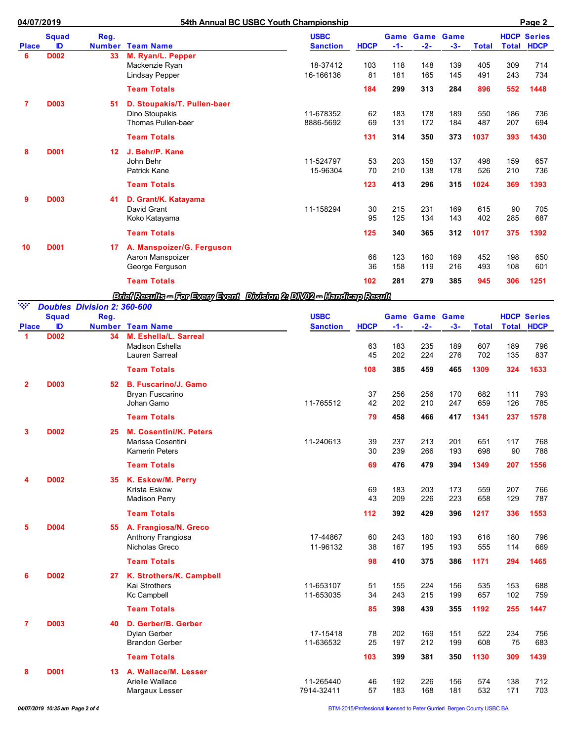| Place | Squad ID | Reg. Number | Team Name | USBC Sanction | HDCP | Game -1- | Game -2- | Game -3- | Total | HDCP Total | Series HDCP |
|---|---|---|---|---|---|---|---|---|---|---|---|
| 6 | D002 | 33 | **M. Ryan/L. Pepper** | | | | | | | | |
| | | | Mackenzie Ryan | 18-37412 | 103 | 118 | 148 | 139 | 405 | 309 | 714 |
| | | | Lindsay Pepper | 16-166136 | 81 | 181 | 165 | 145 | 491 | 243 | 734 |
| | | | **Team Totals** | | **184** | **299** | **313** | **284** | **896** | **552** | **1448** |
| 7 | D003 | 51 | **D. Stoupakis/T. Pullen-baer** | | | | | | | | |
| | | | Dino Stoupakis | 11-678352 | 62 | 183 | 178 | 189 | 550 | 186 | 736 |
| | | | Thomas Pullen-baer | 8886-5692 | 69 | 131 | 172 | 184 | 487 | 207 | 694 |
| | | | **Team Totals** | | **131** | **314** | **350** | **373** | **1037** | **393** | **1430** |
| 8 | D001 | 12 | **J. Behr/P. Kane** | | | | | | | | |
| | | | John Behr | 11-524797 | 53 | 203 | 158 | 137 | 498 | 159 | 657 |
| | | | Patrick Kane | 15-96304 | 70 | 210 | 138 | 178 | 526 | 210 | 736 |
| | | | **Team Totals** | | **123** | **413** | **296** | **315** | **1024** | **369** | **1393** |
| 9 | D003 | 41 | **D. Grant/K. Katayama** | | | | | | | | |
| | | | David Grant | 11-158294 | 30 | 215 | 231 | 169 | 615 | 90 | 705 |
| | | | Koko Katayama | | 95 | 125 | 134 | 143 | 402 | 285 | 687 |
| | | | **Team Totals** | | **125** | **340** | **365** | **312** | **1017** | **375** | **1392** |
| 10 | D001 | 17 | **A. Manspoizer/G. Ferguson** | | | | | | | | |
| | | | Aaron Manspoizer | | 66 | 123 | 160 | 169 | 452 | 198 | 650 |
| | | | George Ferguson | | 36 | 158 | 119 | 216 | 493 | 108 | 601 |
| | | | **Team Totals** | | **102** | **281** | **279** | **385** | **945** | **306** | **1251** |

***Brief Results -- For Every Event   Division 2: DIV02 -- Handicap Result***

### *Doubles Division 2: 360-600*

| Place | Squad ID | Reg. Number | Team Name | USBC Sanction | HDCP | Game -1- | Game -2- | Game -3- | Total | HDCP Total | Series HDCP |
|---|---|---|---|---|---|---|---|---|---|---|---|
| 1 | D002 | 34 | **M. Eshella/L. Sarreal** | | | | | | | | |
| | | | Madison Eshella | | 63 | 183 | 235 | 189 | 607 | 189 | 796 |
| | | | Lauren Sarreal | | 45 | 202 | 224 | 276 | 702 | 135 | 837 |
| | | | **Team Totals** | | **108** | **385** | **459** | **465** | **1309** | **324** | **1633** |
| 2 | D003 | 52 | **B. Fuscarino/J. Gamo** | | | | | | | | |
| | | | Bryan Fuscarino | | 37 | 256 | 256 | 170 | 682 | 111 | 793 |
| | | | Johan Gamo | 11-765512 | 42 | 202 | 210 | 247 | 659 | 126 | 785 |
| | | | **Team Totals** | | **79** | **458** | **466** | **417** | **1341** | **237** | **1578** |
| 3 | D002 | 25 | **M. Cosentini/K. Peters** | | | | | | | | |
| | | | Marissa Cosentini | 11-240613 | 39 | 237 | 213 | 201 | 651 | 117 | 768 |
| | | | Kamerin Peters | | 30 | 239 | 266 | 193 | 698 | 90 | 788 |
| | | | **Team Totals** | | **69** | **476** | **479** | **394** | **1349** | **207** | **1556** |
| 4 | D002 | 35 | **K. Eskow/M. Perry** | | | | | | | | |
| | | | Krista Eskow | | 69 | 183 | 203 | 173 | 559 | 207 | 766 |
| | | | Madison Perry | | 43 | 209 | 226 | 223 | 658 | 129 | 787 |
| | | | **Team Totals** | | **112** | **392** | **429** | **396** | **1217** | **336** | **1553** |
| 5 | D004 | 55 | **A. Frangiosa/N. Greco** | | | | | | | | |
| | | | Anthony Frangiosa | 17-44867 | 60 | 243 | 180 | 193 | 616 | 180 | 796 |
| | | | Nicholas Greco | 11-96132 | 38 | 167 | 195 | 193 | 555 | 114 | 669 |
| | | | **Team Totals** | | **98** | **410** | **375** | **386** | **1171** | **294** | **1465** |
| 6 | D002 | 27 | **K. Strothers/K. Campbell** | | | | | | | | |
| | | | Kai Strothers | 11-653107 | 51 | 155 | 224 | 156 | 535 | 153 | 688 |
| | | | Kc Campbell | 11-653035 | 34 | 243 | 215 | 199 | 657 | 102 | 759 |
| | | | **Team Totals** | | **85** | **398** | **439** | **355** | **1192** | **255** | **1447** |
| 7 | D003 | 40 | **D. Gerber/B. Gerber** | | | | | | | | |
| | | | Dylan Gerber | 17-15418 | 78 | 202 | 169 | 151 | 522 | 234 | 756 |
| | | | Brandon Gerber | 11-636532 | 25 | 197 | 212 | 199 | 608 | 75 | 683 |
| | | | **Team Totals** | | **103** | **399** | **381** | **350** | **1130** | **309** | **1439** |
| 8 | D001 | 13 | **A. Wallace/M. Lesser** | | | | | | | | |
| | | | Arielle Wallace | 11-265440 | 46 | 192 | 226 | 156 | 574 | 138 | 712 |
| | | | Margaux Lesser | 7914-32411 | 57 | 183 | 168 | 181 | 532 | 171 | 703 |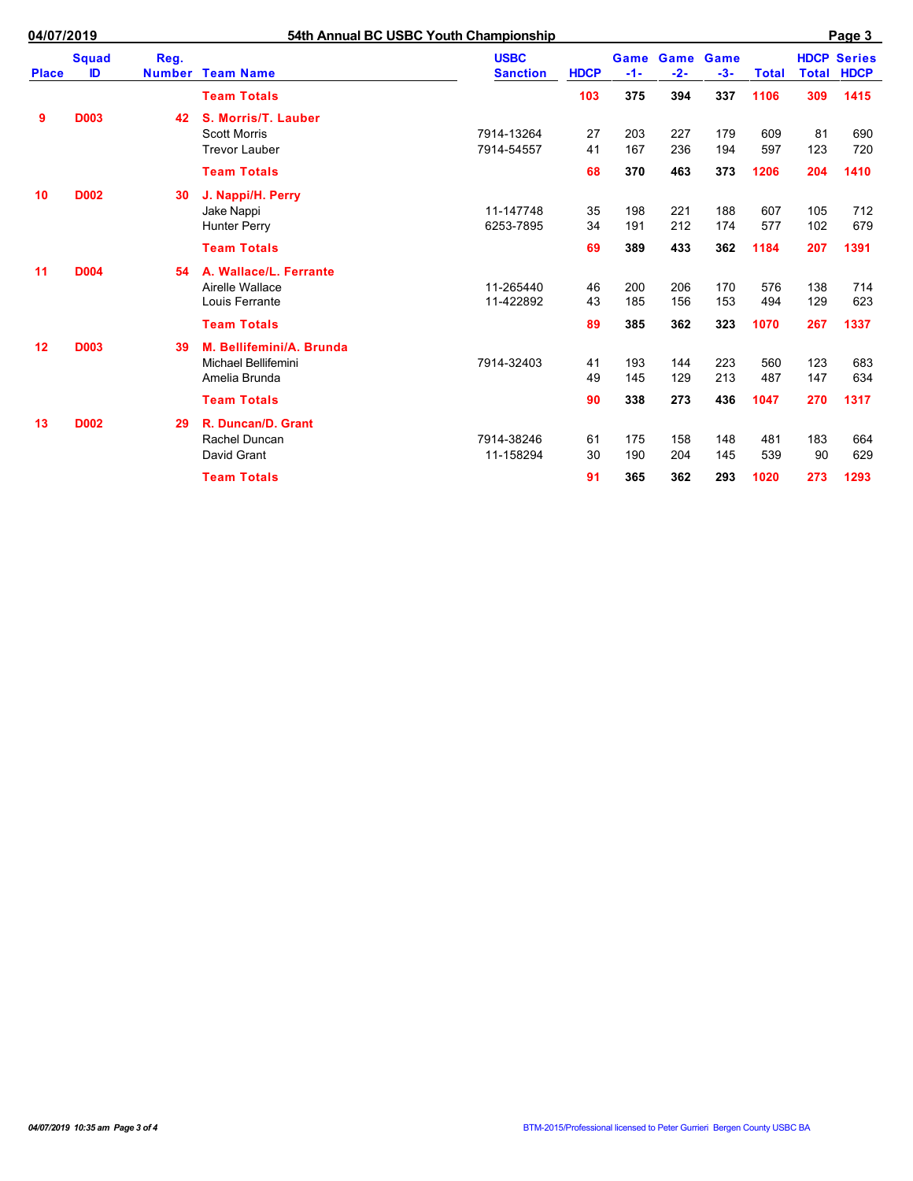| Place | Squad ID | Reg. Number | Team Name | USBC Sanction | HDCP | Game -1- | Game -2- | Game -3- | Total | HDCP Total | Series HDCP |
|---|---|---|---|---|---|---|---|---|---|---|---|
| | | | **Team Totals** | | **103** | **375** | **394** | **337** | **1106** | **309** | **1415** |
| **9** | **D003** | **42** | **S. Morris/T. Lauber** | | | | | | | | |
| | | | Scott Morris | 7914-13264 | 27 | 203 | 227 | 179 | 609 | 81 | 690 |
| | | | Trevor Lauber | 7914-54557 | 41 | 167 | 236 | 194 | 597 | 123 | 720 |
| | | | **Team Totals** | | **68** | **370** | **463** | **373** | **1206** | **204** | **1410** |
| **10** | **D002** | **30** | **J. Nappi/H. Perry** | | | | | | | | |
| | | | Jake Nappi | 11-147748 | 35 | 198 | 221 | 188 | 607 | 105 | 712 |
| | | | Hunter Perry | 6253-7895 | 34 | 191 | 212 | 174 | 577 | 102 | 679 |
| | | | **Team Totals** | | **69** | **389** | **433** | **362** | **1184** | **207** | **1391** |
| **11** | **D004** | **54** | **A. Wallace/L. Ferrante** | | | | | | | | |
| | | | Airelle Wallace | 11-265440 | 46 | 200 | 206 | 170 | 576 | 138 | 714 |
| | | | Louis Ferrante | 11-422892 | 43 | 185 | 156 | 153 | 494 | 129 | 623 |
| | | | **Team Totals** | | **89** | **385** | **362** | **323** | **1070** | **267** | **1337** |
| **12** | **D003** | **39** | **M. Bellifemini/A. Brunda** | | | | | | | | |
| | | | Michael Bellifemini | 7914-32403 | 41 | 193 | 144 | 223 | 560 | 123 | 683 |
| | | | Amelia Brunda | | 49 | 145 | 129 | 213 | 487 | 147 | 634 |
| | | | **Team Totals** | | **90** | **338** | **273** | **436** | **1047** | **270** | **1317** |
| **13** | **D002** | **29** | **R. Duncan/D. Grant** | | | | | | | | |
| | | | Rachel Duncan | 7914-38246 | 61 | 175 | 158 | 148 | 481 | 183 | 664 |
| | | | David Grant | 11-158294 | 30 | 190 | 204 | 145 | 539 | 90 | 629 |
| | | | **Team Totals** | | **91** | **365** | **362** | **293** | **1020** | **273** | **1293** |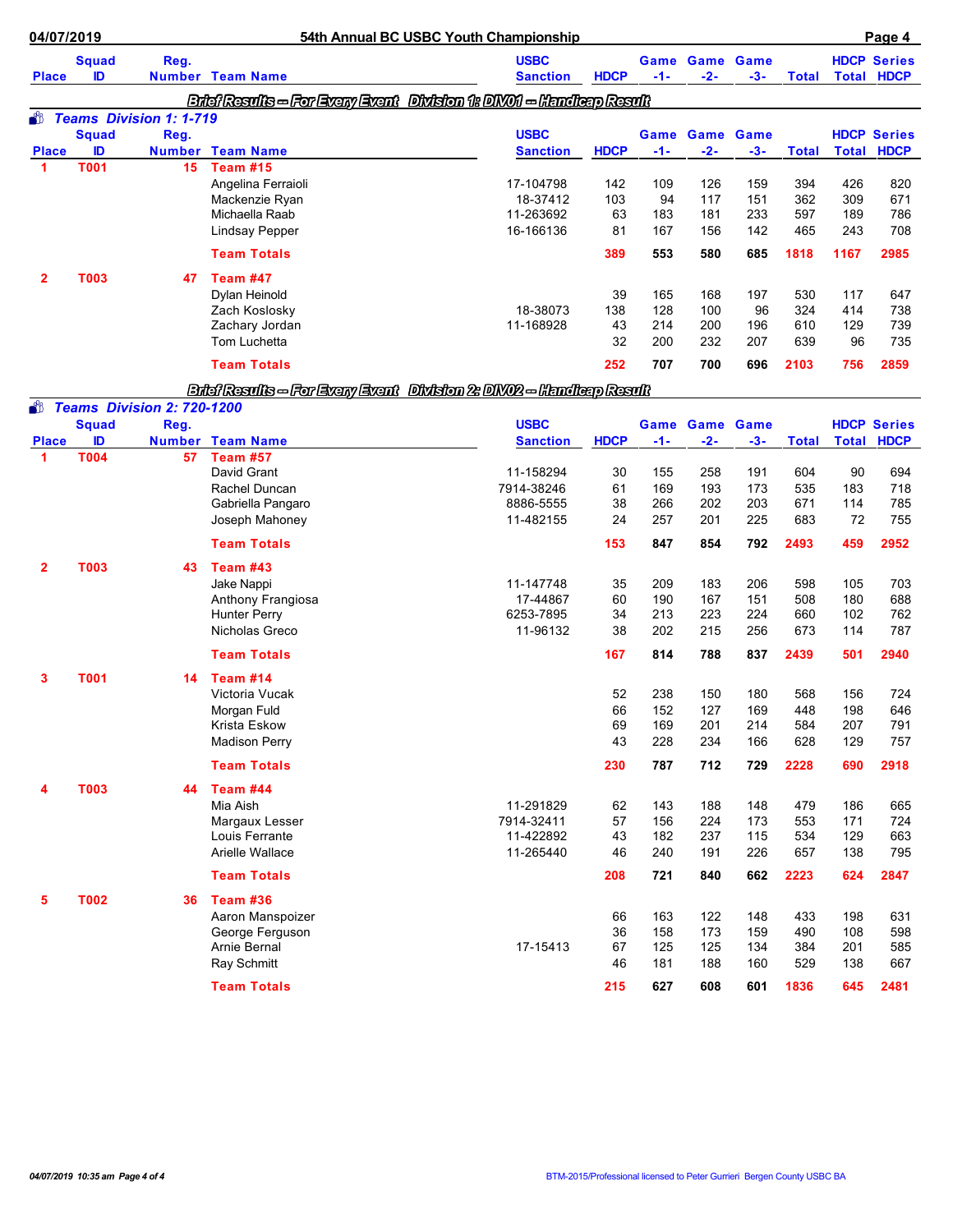# 54th Annual BC USBC Youth Championship

04/07/2019

## Brief Results -- For Every Event Division 1: DIV01 -- Handicap Result

### Teams Division 1: 1-719

| Place | Squad ID | Reg. Number | Team Name | USBC Sanction | HDCP | Game -1- | Game -2- | Game -3- | Total | HDCP Total | Series HDCP |
|---|---|---|---|---|---|---|---|---|---|---|---|
| 1 | T001 | 15 | Team #15 | | | | | | | | |
| | | | Angelina Ferraioli | 17-104798 | 142 | 109 | 126 | 159 | 394 | 426 | 820 |
| | | | Mackenzie Ryan | 18-37412 | 103 | 94 | 117 | 151 | 362 | 309 | 671 |
| | | | Michaella Raab | 11-263692 | 63 | 183 | 181 | 233 | 597 | 189 | 786 |
| | | | Lindsay Pepper | 16-166136 | 81 | 167 | 156 | 142 | 465 | 243 | 708 |
| | | | Team Totals | | 389 | 553 | 580 | 685 | 1818 | 1167 | 2985 |
| 2 | T003 | 47 | Team #47 | | | | | | | | |
| | | | Dylan Heinold | | 39 | 165 | 168 | 197 | 530 | 117 | 647 |
| | | | Zach Koslosky | 18-38073 | 138 | 128 | 100 | 96 | 324 | 414 | 738 |
| | | | Zachary Jordan | 11-168928 | 43 | 214 | 200 | 196 | 610 | 129 | 739 |
| | | | Tom Luchetta | | 32 | 200 | 232 | 207 | 639 | 96 | 735 |
| | | | Team Totals | | 252 | 707 | 700 | 696 | 2103 | 756 | 2859 |

## Brief Results -- For Every Event Division 2: DIV02 -- Handicap Result

### Teams Division 2: 720-1200

| Place | Squad ID | Reg. Number | Team Name | USBC Sanction | HDCP | Game -1- | Game -2- | Game -3- | Total | HDCP Total | Series HDCP |
|---|---|---|---|---|---|---|---|---|---|---|---|
| 1 | T004 | 57 | Team #57 | | | | | | | | |
| | | | David Grant | 11-158294 | 30 | 155 | 258 | 191 | 604 | 90 | 694 |
| | | | Rachel Duncan | 7914-38246 | 61 | 169 | 193 | 173 | 535 | 183 | 718 |
| | | | Gabriella Pangaro | 8886-5555 | 38 | 266 | 202 | 203 | 671 | 114 | 785 |
| | | | Joseph Mahoney | 11-482155 | 24 | 257 | 201 | 225 | 683 | 72 | 755 |
| | | | Team Totals | | 153 | 847 | 854 | 792 | 2493 | 459 | 2952 |
| 2 | T003 | 43 | Team #43 | | | | | | | | |
| | | | Jake Nappi | 11-147748 | 35 | 209 | 183 | 206 | 598 | 105 | 703 |
| | | | Anthony Frangiosa | 17-44867 | 60 | 190 | 167 | 151 | 508 | 180 | 688 |
| | | | Hunter Perry | 6253-7895 | 34 | 213 | 223 | 224 | 660 | 102 | 762 |
| | | | Nicholas Greco | 11-96132 | 38 | 202 | 215 | 256 | 673 | 114 | 787 |
| | | | Team Totals | | 167 | 814 | 788 | 837 | 2439 | 501 | 2940 |
| 3 | T001 | 14 | Team #14 | | | | | | | | |
| | | | Victoria Vucak | | 52 | 238 | 150 | 180 | 568 | 156 | 724 |
| | | | Morgan Fuld | | 66 | 152 | 127 | 169 | 448 | 198 | 646 |
| | | | Krista Eskow | | 69 | 169 | 201 | 214 | 584 | 207 | 791 |
| | | | Madison Perry | | 43 | 228 | 234 | 166 | 628 | 129 | 757 |
| | | | Team Totals | | 230 | 787 | 712 | 729 | 2228 | 690 | 2918 |
| 4 | T003 | 44 | Team #44 | | | | | | | | |
| | | | Mia Aish | 11-291829 | 62 | 143 | 188 | 148 | 479 | 186 | 665 |
| | | | Margaux Lesser | 7914-32411 | 57 | 156 | 224 | 173 | 553 | 171 | 724 |
| | | | Louis Ferrante | 11-422892 | 43 | 182 | 237 | 115 | 534 | 129 | 663 |
| | | | Arielle Wallace | 11-265440 | 46 | 240 | 191 | 226 | 657 | 138 | 795 |
| | | | Team Totals | | 208 | 721 | 840 | 662 | 2223 | 624 | 2847 |
| 5 | T002 | 36 | Team #36 | | | | | | | | |
| | | | Aaron Manspoizer | | 66 | 163 | 122 | 148 | 433 | 198 | 631 |
| | | | George Ferguson | | 36 | 158 | 173 | 159 | 490 | 108 | 598 |
| | | | Arnie Bernal | 17-15413 | 67 | 125 | 125 | 134 | 384 | 201 | 585 |
| | | | Ray Schmitt | | 46 | 181 | 188 | 160 | 529 | 138 | 667 |
| | | | Team Totals | | 215 | 627 | 608 | 601 | 1836 | 645 | 2481 |

04/07/2019 10:35 am

BTM-2015/Professional licensed to Peter Gurrieri Bergen County USBC BA